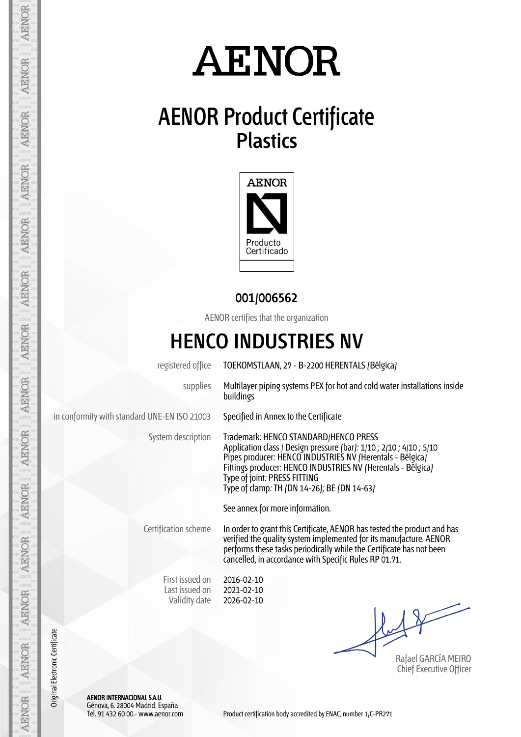# AENOR

## AENOR Product Certificate
## Plastics

AENOR

Producto Certificado

**001/006562**

AENOR certifies that the organization

# HENCO INDUSTRIES NV

| | |
|---|---|
| registered office | TOEKOMSTLAAN, 27 - B-2200 HERENTALS (Bélgica) |
| supplies | Multilayer piping systems PEX for hot and cold water installations inside buildings |
| in conformity with standard UNE-EN ISO 21003 | Specified in Annex to the Certificate |
| System description | Trademark: HENCO STANDARD/HENCO PRESS<br>Application class / Design pressure (bar): 1/10 ; 2/10 ; 4/10 ; 5/10<br>Pipes producer: HENCO INDUSTRIES NV (Herentals - Bélgica)<br>Fittings producer: HENCO INDUSTRIES NV (Herentals - Bélgica)<br>Type of joint: PRESS FITTING<br>Type of clamp: TH (DN 14-26); BE (DN 14-63)<br><br>See annex for more information. |
| Certification scheme | In order to grant this Certificate, AENOR has tested the product and has verified the quality system implemented for its manufacture. AENOR performs these tasks periodically while the Certificate has not been cancelled, in accordance with Specific Rules RP 01.71. |

First issued on 2016-02-10
Last issued on 2021-02-10
Validity date 2026-02-10

Rafael GARCÍA MEIRO
Chief Executive Officer

Original Electronic Certificate

**AENOR INTERNACIONAL S.A.U.**
Génova, 6. 28004 Madrid. España
Tel. 91 432 60 00.- www.aenor.com

Product certification body accredited by ENAC, number 1/C-PR271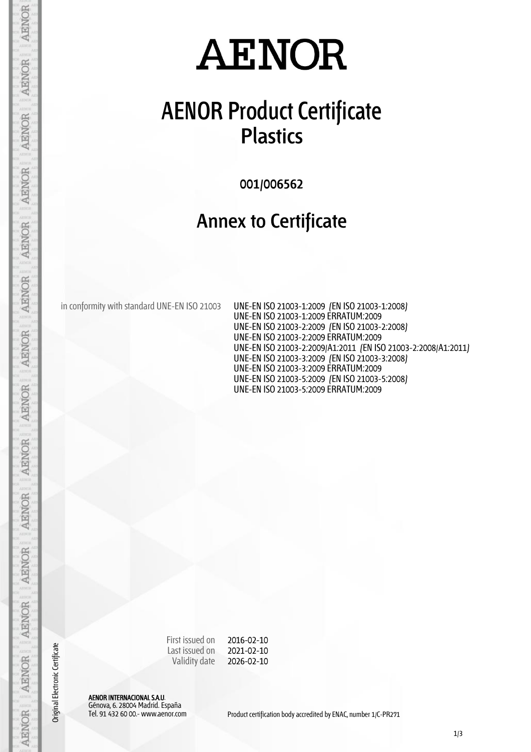# AENOR

# AENOR Product Certificate
## Plastics

001/006562

## Annex to Certificate

in conformity with standard UNE-EN ISO 21003

UNE-EN ISO 21003-1:2009 (EN ISO 21003-1:2008)
UNE-EN ISO 21003-1:2009 ERRATUM:2009
UNE-EN ISO 21003-2:2009 (EN ISO 21003-2:2008)
UNE-EN ISO 21003-2:2009 ERRATUM:2009
UNE-EN ISO 21003-2:2009/A1:2011 (EN ISO 21003-2:2008/A1:2011)
UNE-EN ISO 21003-3:2009 (EN ISO 21003-3:2008)
UNE-EN ISO 21003-3:2009 ERRATUM:2009
UNE-EN ISO 21003-5:2009 (EN ISO 21003-5:2008)
UNE-EN ISO 21003-5:2009 ERRATUM:2009

First issued on 2016-02-10
Last issued on 2021-02-10
Validity date 2026-02-10

Original Electronic Certificate

**AENOR INTERNACIONAL S.A.U.**
Génova, 6. 28004 Madrid. España
Tel. 91 432 60 00.- www.aenor.com

Product certification body accredited by ENAC, number 1/C-PR271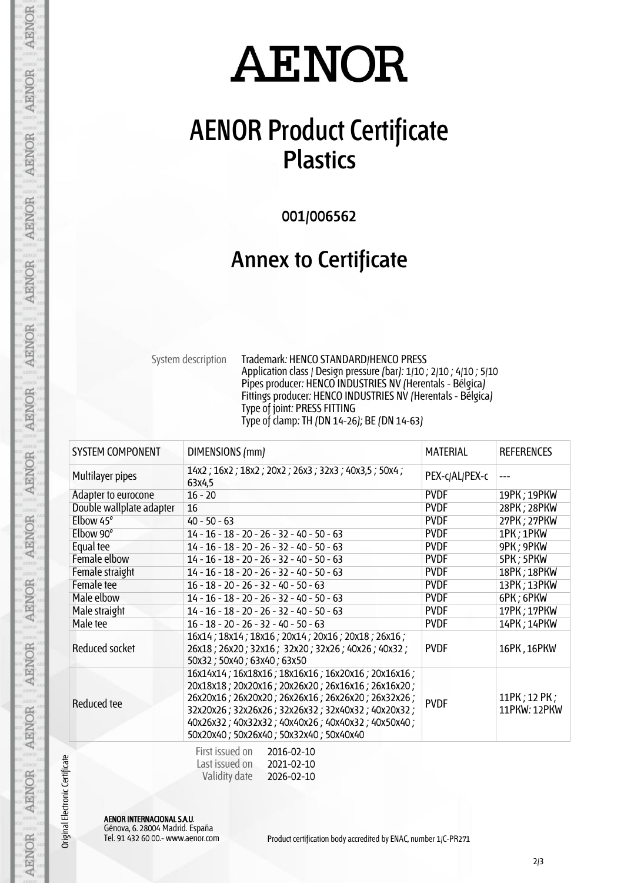# AENOR

# AENOR Product Certificate
## Plastics

001/006562

## Annex to Certificate

System description

Trademark: HENCO STANDARD/HENCO PRESS
Application class / Design pressure (bar): 1/10 ; 2/10 ; 4/10 ; 5/10
Pipes producer: HENCO INDUSTRIES NV (Herentals - Bélgica)
Fittings producer: HENCO INDUSTRIES NV (Herentals - Bélgica)
Type of joint: PRESS FITTING
Type of clamp: TH (DN 14-26); BE (DN 14-63)

| SYSTEM COMPONENT | DIMENSIONS (mm) | MATERIAL | REFERENCES |
|---|---|---|---|
| Multilayer pipes | 14x2 ; 16x2 ; 18x2 ; 20x2 ; 26x3 ; 32x3 ; 40x3,5 ; 50x4 ; 63x4,5 | PEX-c/AL/PEX-c | --- |
| Adapter to eurocone | 16 - 20 | PVDF | 19PK ; 19PKW |
| Double wallplate adapter | 16 | PVDF | 28PK ; 28PKW |
| Elbow 45° | 40 - 50 - 63 | PVDF | 27PK ; 27PKW |
| Elbow 90° | 14 - 16 - 18 - 20 - 26 - 32 - 40 - 50 - 63 | PVDF | 1PK ; 1PKW |
| Equal tee | 14 - 16 - 18 - 20 - 26 - 32 - 40 - 50 - 63 | PVDF | 9PK ; 9PKW |
| Female elbow | 14 - 16 - 18 - 20 - 26 - 32 - 40 - 50 - 63 | PVDF | 5PK ; 5PKW |
| Female straight | 14 - 16 - 18 - 20 - 26 - 32 - 40 - 50 - 63 | PVDF | 18PK ; 18PKW |
| Female tee | 16 - 18 - 20 - 26 - 32 - 40 - 50 - 63 | PVDF | 13PK ; 13PKW |
| Male elbow | 14 - 16 - 18 - 20 - 26 - 32 - 40 - 50 - 63 | PVDF | 6PK ; 6PKW |
| Male straight | 14 - 16 - 18 - 20 - 26 - 32 - 40 - 50 - 63 | PVDF | 17PK ; 17PKW |
| Male tee | 16 - 18 - 20 - 26 - 32 - 40 - 50 - 63 | PVDF | 14PK ; 14PKW |
| Reduced socket | 16x14 ; 18x14 ; 18x16 ; 20x14 ; 20x16 ; 20x18 ; 26x16 ; 26x18 ; 26x20 ; 32x16 ; 32x20 ; 32x26 ; 40x26 ; 40x32 ; 50x32 ; 50x40 ; 63x40 ; 63x50 | PVDF | 16PK , 16PKW |
| Reduced tee | 16x14x14 ; 16x18x16 ; 18x16x16 ; 16x20x16 ; 20x16x16 ; 20x18x18 ; 20x20x16 ; 20x26x20 ; 26x16x16 ; 26x16x20 ; 26x20x16 ; 26x20x20 ; 26x26x16 ; 26x26x20 ; 26x32x26 ; 32x20x26 ; 32x26x26 ; 32x26x32 ; 32x40x32 ; 40x20x32 ; 40x26x32 ; 40x32x32 ; 40x40x26 ; 40x40x32 ; 40x50x40 ; 50x20x40 ; 50x26x40 ; 50x32x40 ; 50x40x40 | PVDF | 11PK ; 12 PK ; 11PKW: 12PKW |

First issued on 2016-02-10
Last issued on 2021-02-10
Validity date 2026-02-10

Original Electronic Certificate

**AENOR INTERNACIONAL S.A.U.**
Génova, 6. 28004 Madrid. España
Tel. 91 432 60 00.- www.aenor.com

Product certification body accredited by ENAC, number 1/C-PR271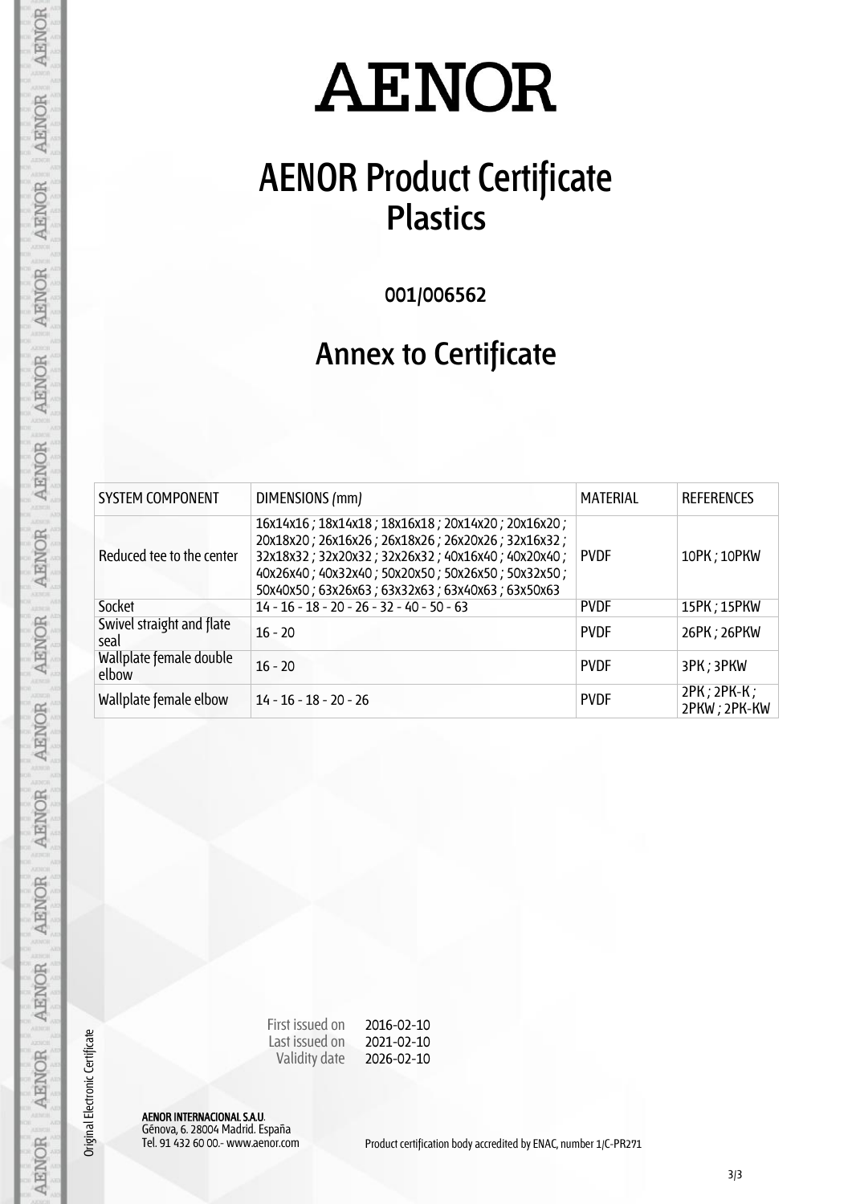# AENOR

# AENOR Product Certificate
## Plastics

001/006562

## Annex to Certificate

| SYSTEM COMPONENT | DIMENSIONS (mm) | MATERIAL | REFERENCES |
|---|---|---|---|
| Reduced tee to the center | 16x14x16 ; 18x14x18 ; 18x16x18 ; 20x14x20 ; 20x16x20 ; 20x18x20 ; 26x16x26 ; 26x18x26 ; 26x20x26 ; 32x16x32 ; 32x18x32 ; 32x20x32 ; 32x26x32 ; 40x16x40 ; 40x20x40 ; 40x26x40 ; 40x32x40 ; 50x20x50 ; 50x26x50 ; 50x32x50 ; 50x40x50 ; 63x26x63 ; 63x32x63 ; 63x40x63 ; 63x50x63 | PVDF | 10PK ; 10PKW |
| Socket | 14 - 16 - 18 - 20 - 26 - 32 - 40 - 50 - 63 | PVDF | 15PK ; 15PKW |
| Swivel straight and flate seal | 16 - 20 | PVDF | 26PK ; 26PKW |
| Wallplate female double elbow | 16 - 20 | PVDF | 3PK ; 3PKW |
| Wallplate female elbow | 14 - 16 - 18 - 20 - 26 | PVDF | 2PK ; 2PK-K ; 2PKW ; 2PK-KW |

First issued on 2016-02-10
Last issued on 2021-02-10
Validity date 2026-02-10

Original Electronic Certificate

**AENOR INTERNACIONAL S.A.U.**
Génova, 6. 28004 Madrid. España
Tel. 91 432 60 00.- www.aenor.com

Product certification body accredited by ENAC, number 1/C-PR271